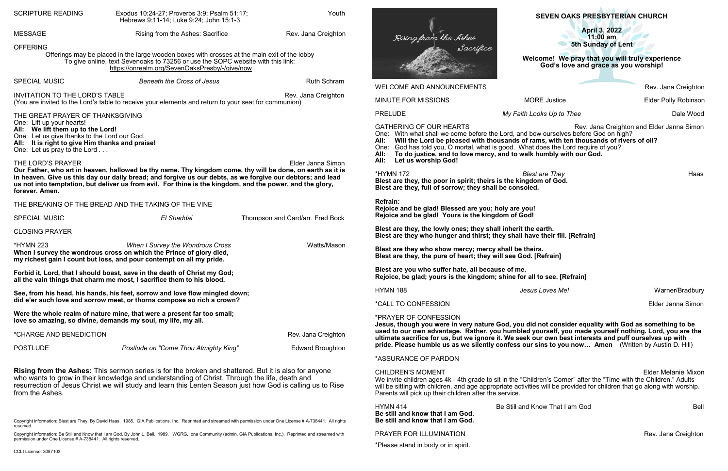# SEVEN OAKS PRESBYTERIAN CHURCH

**April 3, 2022**
**11:00 am**
**5th Sunday of Lent**

**Welcome! We pray that you will truly experience God's love and grace as you worship!**

Rising from the Ashes
Sacrifice

WELCOME AND ANNOUNCEMENTS — Rev. Jana Creighton

MINUTE FOR MISSIONS — MORE Justice — Elder Polly Robinson

PRELUDE — *My Faith Looks Up to Thee* — Dale Wood

GATHERING OF OUR HEARTS — Rev. Jana Creighton and Elder Janna Simon

One: With what shall we come before the Lord, and bow ourselves before God on high?
**All: Will the Lord be pleased with thousands of rams, with ten thousands of rivers of oil?**
One: God has told you, O mortal, what is good. What does the Lord require of you?
**All: To do justice, and to love mercy, and to walk humbly with our God.**
**All: Let us worship God!**

*HYMN 172 — *Blest are They* — Haas

**Blest are they, the poor in spirit; theirs is the kingdom of God.**
**Blest are they, full of sorrow; they shall be consoled.**

**Refrain:**
**Rejoice and be glad! Blessed are you; holy are you!**
**Rejoice and be glad! Yours is the kingdom of God!**

**Blest are they, the lowly ones; they shall inherit the earth.**
**Blest are they who hunger and thirst; they shall have their fill. [Refrain]**

**Blest are they who show mercy; mercy shall be theirs.**
**Blest are they, the pure of heart; they will see God. [Refrain]**

**Blest are you who suffer hate, all because of me.**
**Rejoice, be glad; yours is the kingdom; shine for all to see. [Refrain]**

HYMN 188 — *Jesus Loves Me!* — Warner/Bradbury

*CALL TO CONFESSION — Elder Janna Simon

*PRAYER OF CONFESSION
**Jesus, though you were in very nature God, you did not consider equality with God as something to be used to our own advantage. Rather, you humbled yourself, you made yourself nothing. Lord, you are the ultimate sacrifice for us, but we ignore it. We seek our own best interests and puff ourselves up with pride. Please humble us as we silently confess our sins to you now… Amen** (Written by Austin D. Hill)

*ASSURANCE OF PARDON

CHILDREN'S MOMENT — Elder Melanie Mixon

We invite children ages 4k - 4th grade to sit in the "Children's Corner" after the "Time with the Children." Adults will be sitting with children, and age appropriate activities will be provided for children that go along with worship. Parents will pick up their children after the service.

HYMN 414 — Be Still and Know That I am God — Bell

**Be still and know that I am God.**
**Be still and know that I am God.**

PRAYER FOR ILLUMINATION — Rev. Jana Creighton

SCRIPTURE READING — Exodus 10:24-27; Proverbs 3:9; Psalm 51:17; Hebrews 9:11-14; Luke 9:24; John 15:1-3 — Youth

MESSAGE — Rising from the Ashes: Sacrifice — Rev. Jana Creighton

OFFERING
Offerings may be placed in the large wooden boxes with crosses at the main exit of the lobby
To give online, text Sevenoaks to 73256 or use the SOPC website with this link:
https://onrealm.org/SevenOaksPresby/-/give/now

SPECIAL MUSIC — *Beneath the Cross of Jesus* — Ruth Schram

INVITATION TO THE LORD'S TABLE — Rev. Jana Creighton
(You are invited to the Lord's table to receive your elements and return to your seat for communion)

THE GREAT PRAYER OF THANKSGIVING
One: Lift up your hearts!
**All: We lift them up to the Lord!**
One: Let us give thanks to the Lord our God.
**All: It is right to give Him thanks and praise!**
One: Let us pray to the Lord . . .

THE LORD'S PRAYER — Elder Janna Simon
**Our Father, who art in heaven, hallowed be thy name. Thy kingdom come, thy will be done, on earth as it is in heaven. Give us this day our daily bread; and forgive us our debts, as we forgive our debtors; and lead us not into temptation, but deliver us from evil. For thine is the kingdom, and the power, and the glory, forever. Amen.**

THE BREAKING OF THE BREAD AND THE TAKING OF THE VINE

SPECIAL MUSIC — *El Shaddai* — Thompson and Card/arr. Fred Bock

CLOSING PRAYER

*HYMN 223 — *When I Survey the Wondrous Cross* — Watts/Mason

**When I survey the wondrous cross on which the Prince of glory died,**
**my richest gain I count but loss, and pour contempt on all my pride.**

**Forbid it, Lord, that I should boast, save in the death of Christ my God;**
**all the vain things that charm me most, I sacrifice them to his blood.**

**See, from his head, his hands, his feet, sorrow and love flow mingled down;**
**did e'er such love and sorrow meet, or thorns compose so rich a crown?**

**Were the whole realm of nature mine, that were a present far too small;**
**love so amazing, so divine, demands my soul, my life, my all.**

*CHARGE AND BENEDICTION — Rev. Jana Creighton

POSTLUDE — *Postlude on "Come Thou Almighty King"* — Edward Broughton

**Rising from the Ashes:** This sermon series is for the broken and shattered. But it is also for anyone who wants to grow in their knowledge and understanding of Christ. Through the life, death and resurrection of Jesus Christ we will study and learn this Lenten Season just how God is calling us to Rise from the Ashes.

Copyright information: Blest are They. By David Haas. 1985. GIA Publications, Inc. Reprinted and streamed with permission under One License # A-738441. All rights reserved.

Copyright information: Be Still and Know that I am God. By John L. Bell. 1989. WGRG, Iona Community (admin. GIA Publications, Inc.). Reprinted and streamed with permission under One License # A-738441. All rights reserved.

CCLI License: 3087103

*Please stand in body or in spirit.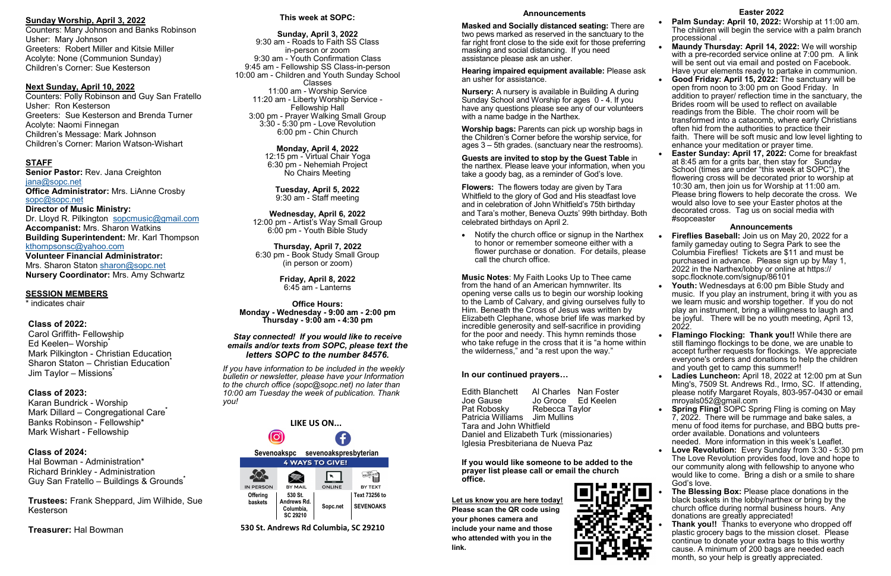## Sunday Worship, April 3, 2022

Counters: Mary Johnson and Banks Robinson
Usher: Mary Johnson
Greeters: Robert Miller and Kitsie Miller
Acolyte: None (Communion Sunday)
Children's Corner: Sue Kesterson

## Next Sunday, April 10, 2022

Counters: Polly Robinson and Guy San Fratello
Usher: Ron Kesterson
Greeters: Sue Kesterson and Brenda Turner
Acolyte: Naomi Finnegan
Children's Message: Mark Johnson
Children's Corner: Marion Watson-Wishart

## STAFF

**Senior Pastor:** Rev. Jana Creighton
jana@sopc.net
**Office Administrator:** Mrs. LiAnne Crosby
sopc@sopc.net
**Director of Music Ministry:**
Dr. Lloyd R. Pilkington sopcmusic@gmail.com
**Accompanist:** Mrs. Sharon Watkins
**Building Superintendent:** Mr. Karl Thompson
kthompsonsc@yahoo.com
**Volunteer Financial Administrator:**
Mrs. Sharon Staton sharon@sopc.net
**Nursery Coordinator:** Mrs. Amy Schwartz

## SESSION MEMBERS

* indicates chair

**Class of 2022:**
Carol Griffith- Fellowship
Ed Keelen– Worship*
Mark Pilkington - Christian Education
Sharon Staton – Christian Education*
Jim Taylor – Missions*

**Class of 2023:**
Karan Bundrick - Worship
Mark Dillard – Congregational Care*
Banks Robinson - Fellowship*
Mark Wishart - Fellowship

**Class of 2024:**
Hal Bowman - Administration*
Richard Brinkley - Administration
Guy San Fratello – Buildings & Grounds*

**Trustees:** Frank Sheppard, Jim Wilhide, Sue Kesterson

**Treasurer:** Hal Bowman

## This week at SOPC:

**Sunday, April 3, 2022**
9:30 am - Roads to Faith SS Class in-person or zoom
9:30 am - Youth Confirmation Class
9:45 am - Fellowship SS Class-in-person
10:00 am - Children and Youth Sunday School Classes
11:00 am - Worship Service
11:20 am - Liberty Worship Service - Fellowship Hall
3:00 pm - Prayer Walking Small Group
3:30 - 5:30 pm - Love Revolution
6:00 pm - Chin Church

**Monday, April 4, 2022**
12:15 pm - Virtual Chair Yoga
6:30 pm - Nehemiah Project
No Chairs Meeting

**Tuesday, April 5, 2022**
9:30 am - Staff meeting

**Wednesday, April 6, 2022**
12:00 pm - Artist's Way Small Group
6:00 pm - Youth Bible Study

**Thursday, April 7, 2022**
6:30 pm - Book Study Small Group (in person or zoom)

**Friday, April 8, 2022**
6:45 am - Lanterns

**Office Hours:**
**Monday - Wednesday - 9:00 am - 2:00 pm**
**Thursday - 9:00 am - 4:30 pm**

***Stay connected! If you would like to receive emails and/or texts from SOPC, please text the letters SOPC to the number 84576.***

*If you have information to be included in the weekly bulletin or newsletter, please have your Information to the church office (sopc@sopc.net) no later than 10:00 am Tuesday the week of publication. Thank you!*

**LIKE US ON...**

Sevenoakspc sevenoakspresbyterian

**4 WAYS TO GIVE!**

| IN PERSON | BY MAIL | ONLINE | BY TEXT |
|---|---|---|---|
| Offering baskets | 530 St. Andrews Rd. Columbia, SC 29210 | Sopc.net | Text 73256 to SEVENOAKS |

**530 St. Andrews Rd Columbia, SC 29210**

## Announcements

**Masked and Socially distanced seating:** There are two pews marked as reserved in the sanctuary to the far right front close to the side exit for those preferring masking and social distancing. If you need assistance please ask an usher.

**Hearing impaired equipment available:** Please ask an usher for assistance.

**Nursery:** A nursery is available in Building A during Sunday School and Worship for ages 0 - 4. If you have any questions please see any of our volunteers with a name badge in the Narthex.

**Worship bags:** Parents can pick up worship bags in the Children's Corner before the worship service, for ages 3 – 5th grades. (sanctuary near the restrooms).

**Guests are invited to stop by the Guest Table** in the narthex. Please leave your information, when you take a goody bag, as a reminder of God's love.

**Flowers:** The flowers today are given by Tara Whitfield to the glory of God and His steadfast love and in celebration of John Whitfield's 75th birthday and Tara's mother, Beneva Ouzts' 99th birthday. Both celebrated birthdays on April 2.

- Notify the church office or signup in the Narthex to honor or remember someone either with a flower purchase or donation. For details, please call the church office.

**Music Notes**: My Faith Looks Up to Thee came from the hand of an American hymnwriter. Its opening verse calls us to begin our worship looking to the Lamb of Calvary, and giving ourselves fully to Him. Beneath the Cross of Jesus was written by Elizabeth Clephane, whose brief life was marked by incredible generosity and self-sacrifice in providing for the poor and needy. This hymn reminds those who take refuge in the cross that it is "a home within the wilderness," and "a rest upon the way."

**In our continued prayers…**

Edith Blanchett Al Charles Nan Foster
Joe Gause Jo Groce Ed Keelen
Pat Robosky Rebecca Taylor
Patricia Williams Jim Mullins
Tara and John Whitfield
Daniel and Elizabeth Turk (missionaries)
Iglesia Presbiteriana de Nueva Paz

**If you would like someone to be added to the prayer list please call or email the church office.**

**Let us know you are here today! Please scan the QR code using your phones camera and include your name and those who attended with you in the link.**

## Easter 2022

- **Palm Sunday: April 10, 2022:** Worship at 11:00 am. The children will begin the service with a palm branch processional .
- **Maundy Thursday: April 14, 2022:** We will worship with a pre-recorded service online at 7:00 pm. A link will be sent out via email and posted on Facebook. Have your elements ready to partake in communion.
- **Good Friday: April 15, 2022:** The sanctuary will be open from noon to 3:00 pm on Good Friday. In addition to prayer/ reflection time in the sanctuary, the Brides room will be used to reflect on available readings from the Bible. The choir room will be transformed into a catacomb, where early Christians often hid from the authorities to practice their faith. There will be soft music and low level lighting to enhance your meditation or prayer time.
- **Easter Sunday: April 17, 2022:** Come for breakfast at 8:45 am for a grits bar, then stay for Sunday School (times are under "this week at SOPC"), the flowering cross will be decorated prior to worship at 10:30 am, then join us for Worship at 11:00 am. Please bring flowers to help decorate the cross. We would also love to see your Easter photos at the decorated cross. Tag us on social media with #sopceaster

## Announcements

- **Fireflies Baseball:** Join us on May 20, 2022 for a family gameday outing to Segra Park to see the Columbia Fireflies! Tickets are $11 and must be purchased in advance. Please sign up by May 1, 2022 in the Narthex/lobby or online at https://sopc.flocknote.com/signup/86101
- **Youth:** Wednesdays at 6:00 pm Bible Study and music. If you play an instrument, bring it with you as we learn music and worship together. If you do not play an instrument, bring a willingness to laugh and be joyful. There will be no youth meeting, April 13, 2022.
- **Flamingo Flocking: Thank you!!** While there are still flamingo flockings to be done, we are unable to accept further requests for flockings. We appreciate everyone's orders and donations to help the children and youth get to camp this summer!!
- **Ladies Luncheon:** April 18, 2022 at 12:00 pm at Sun Ming's, 7509 St. Andrews Rd., Irmo, SC. If attending, please notify Margaret Royals, 803-957-0430 or email mroyals052@gmail.com
- **Spring Fling!** SOPC Spring Fling is coming on May 7, 2022. There will be rummage and bake sales, a menu of food items for purchase, and BBQ butts pre-order available. Donations and volunteers needed. More information in this week's Leaflet.
- **Love Revolution:** Every Sunday from 3:30 - 5:30 pm The Love Revolution provides food, love and hope to our community along with fellowship to anyone who would like to come. Bring a dish or a smile to share God's love.
- **The Blessing Box:** Please place donations in the black baskets in the lobby/narthex or bring by the church office during normal business hours. Any donations are greatly appreciated!
- **Thank you!!** Thanks to everyone who dropped off plastic grocery bags to the mission closet. Please continue to donate your extra bags to this worthy cause. A minimum of 200 bags are needed each month, so your help is greatly appreciated.